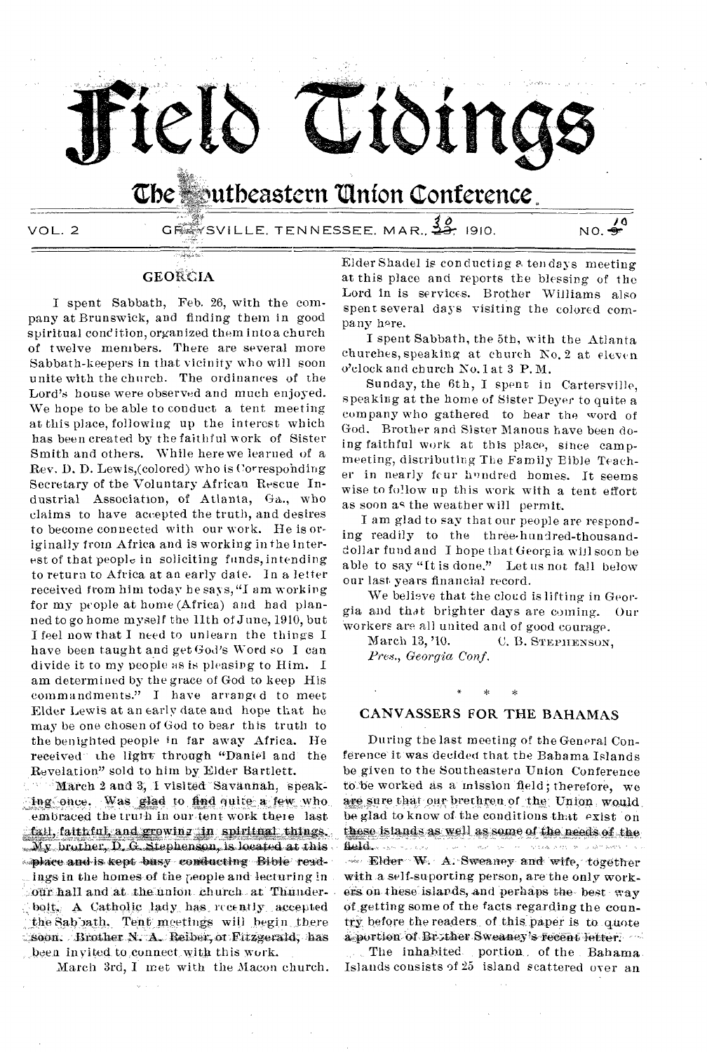# Field Tidings

## The Southeastern Union Conference

VOL. 2 GRAYSVILLE, TENNESSEE, MAR., 30, 1910. NO. 10

### GEORGIA

I spent Sabbath, Feb. 26, with the company at Brunswick, and finding them in good spiritual condition, organized them into a church of twelve members. There are several more Sabbath-keepers in that vicinity who will soon unite with the church. The ordinances of the Lord's house were observed and much enjoyed. We hope to be able to conduct a tent meeting at this place, following up the interest which has been created by the faithful work of Sister Smith and others. While here we learned of a Rev. D. D. Lewis,(colored) who is Corresponding Secretary of the Voluntary African Rescue Industrial Association, of Atlanta, Ga., who claims to have accepted the truth, and desires to become connected with our work. He is originally from Africa and is working in the interest of that people in soliciting funds, intending to return to Africa at an early date. In a letter received from him today he says, "I am working for my people at home (Africa) and had planned to go home myself the 11th of June, 1910, but I feel now that I need to unlearn the things I have been taught and get God's Word so I can divide it to my people as is pleasing to Him. I am determined by the grace of God to keep His commandments." I have arranged to meet Elder Lewis at an early date and hope that he may be one chosen of God to bear this truth to the benighted people in far away Africa. He received the light through "Daniel and the Revelation" sold to him by Elder Bartlett.

March 2 and 3, I visited Savannah, speaking once. Was glad to find quite a few who embraced the truth in our tent work there last fall, faithful and growing in spiritual things. My brother, D. G. Stephenson, is located at this place and is kept busy conducting Bible readings in the homes of the people and lecturing in our hall and at the union church at Thunderbolt. A Catholic lady has recently accepted the Sabbath. Tent meetings will begin there soon. Brother N. A. Reiber, of Fitzgerald, has been invited to connect with this work.

March 3rd, I met with the Macon church. Elder Shadel is conducting a ten days meeting at this place and reports the blessing of the Lord in is services. Brother Williams also spent several days visiting the colored company here.

I spent Sabbath, the 5th, with the Atlanta churches, speaking at church No. 2 at eleven o'clock and church No. 1 at 3 P. M.

Sunday, the 6th, I spent in Cartersville, speaking at the home of Sister Deyer to quite a company who gathered to hear the word of God. Brother and Sister Manous have been doing faithful work at this place, since camp-meeting, distributing The Family Bible Teacher in nearly four hundred homes. It seems wise to follow up this work with a tent effort as soon as the weather will permit.

I am glad to say that our people are responding readily to the three-hundred-thousand-dollar fund and I hope that Georgia will soon be able to say "It is done." Let us not fall below our last years financial record.

We believe that the cloud is lifting in Georgia and that brighter days are coming. Our workers are all united and of good courage.

March 13, '10. C. B. STEPHENSON,
*Pres., Georgia Conf.*

\* \* \*

### CANVASSERS FOR THE BAHAMAS

During the last meeting of the General Conference it was decided that the Bahama Islands be given to the Southeastern Union Conference to be worked as a mission field; therefore, we are sure that our brethren of the Union would be glad to know of the conditions that exist on these islands as well as some of the needs of the field.

Elder W. A. Sweaney and wife, together with a self-suporting person, are the only workers on these islands, and perhaps the best way of getting some of the facts regarding the country before the readers of this paper is to quote a portion of Brother Sweaney's recent letter:

The inhabited portion of the Bahama Islands consists of 25 island scattered over an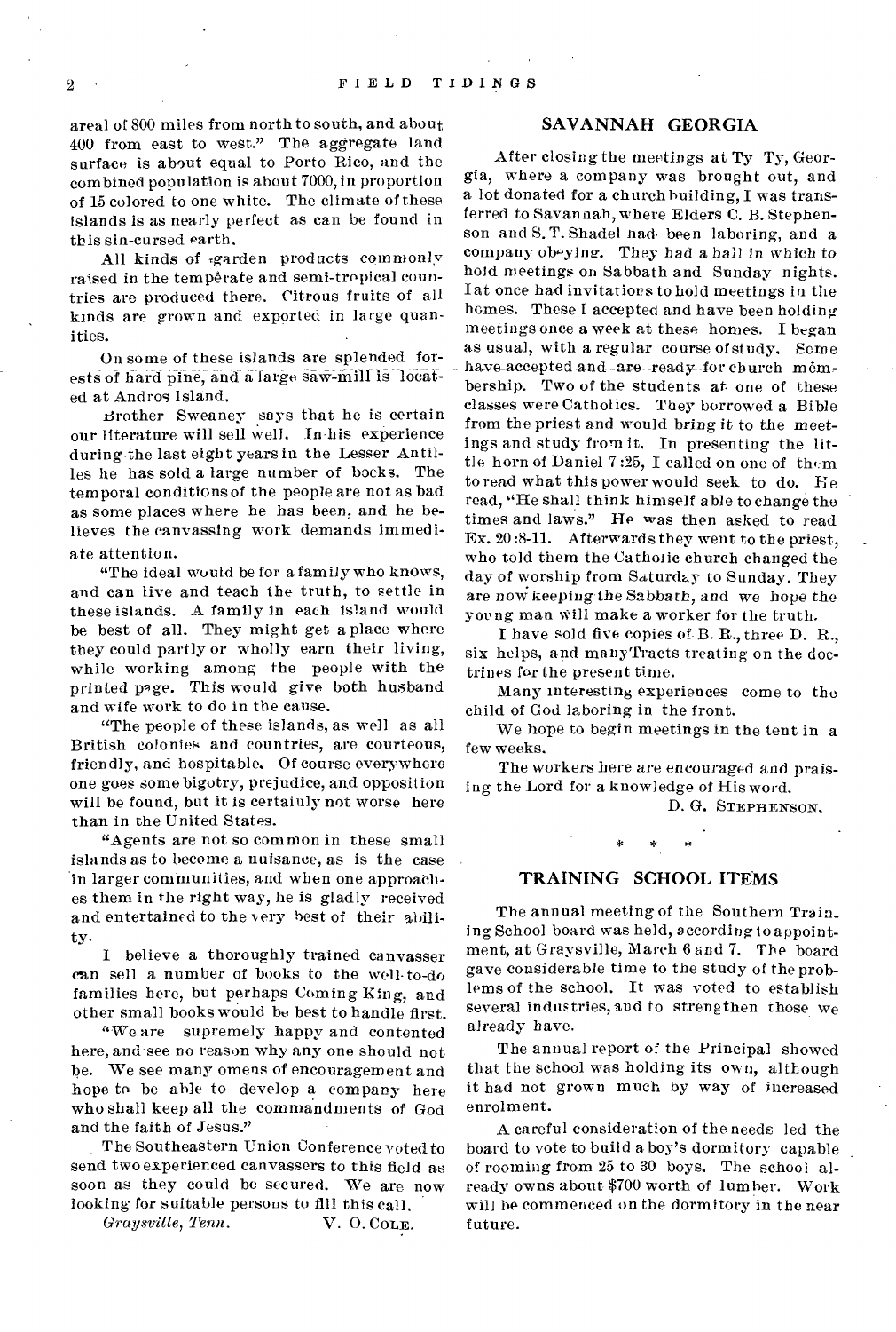areal of 800 miles from north to south, and about 400 from east to west." The aggregate land surface is about equal to Porto Rico, and the combined population is about 7000, in proportion of 15 colored to one white. The climate of these islands is as nearly perfect as can be found in this sin-cursed earth.

All kinds of garden products commonly raised in the temperate and semi-tropical countries are produced there. Citrous fruits of all kinds are grown and exported in large quantities.

On some of these islands are splended forests of hard pine, and a large saw-mill is located at Andros Island.

Brother Sweaney says that he is certain our literature will sell well. In his experience during the last eight years in the Lesser Antilles he has sold a large number of books. The temporal conditions of the people are not as bad as some places where he has been, and he believes the canvassing work demands immediate attention.

"The ideal would be for a family who knows, and can live and teach the truth, to settle in these islands. A family in each island would be best of all. They might get a place where they could partly or wholly earn their living, while working among the people with the printed page. This would give both husband and wife work to do in the cause.

"The people of these islands, as well as all British colonies and countries, are courteous, friendly, and hospitable. Of course everywhere one goes some bigotry, prejudice, and opposition will be found, but it is certainly not worse here than in the United States.

"Agents are not so common in these small islands as to become a nuisance, as is the case in larger communities, and when one approaches them in the right way, he is gladly received and entertained to the very best of their ability.

I believe a thoroughly trained canvasser can sell a number of books to the well-to-do families here, but perhaps Coming King, and other small books would be best to handle first.

"We are supremely happy and contented here, and see no reason why any one should not be. We see many omens of encouragement and hope to be able to develop a company here who shall keep all the commandments of God and the faith of Jesus."

The Southeastern Union Conference voted to send two experienced canvassers to this field as soon as they could be secured. We are now looking for suitable persons to fill this call.

*Graysville, Tenn.* V. O. COLE.

## SAVANNAH GEORGIA

After closing the meetings at Ty Ty, Georgia, where a company was brought out, and a lot donated for a church building, I was transferred to Savannah, where Elders C. B. Stephenson and S. T. Shadel had been laboring, and a company obeying. They had a hall in which to hold meetings on Sabbath and Sunday nights. I at once had invitations to hold meetings in the homes. These I accepted and have been holding meetings once a week at these homes. I began as usual, with a regular course of study. Some have accepted and are ready for church membership. Two of the students at one of these classes were Catholics. They borrowed a Bible from the priest and would bring it to the meetings and study from it. In presenting the little horn of Daniel 7:25, I called on one of them to read what this power would seek to do. He read, "He shall think himself able to change the times and laws." He was then asked to read Ex. 20:8-11. Afterwards they went to the priest, who told them the Catholic church changed the day of worship from Saturday to Sunday. They are now keeping the Sabbath, and we hope the young man will make a worker for the truth.

I have sold five copies of B. R., three D. R., six helps, and many Tracts treating on the doctrines for the present time.

Many interesting experiences come to the child of God laboring in the front.

We hope to begin meetings in the tent in a few weeks.

The workers here are encouraged and praising the Lord for a knowledge of His word.

D. G. STEPHENSON.

\* \* \*

## TRAINING SCHOOL ITEMS

The annual meeting of the Southern Training School board was held, according to appointment, at Graysville, March 6 and 7. The board gave considerable time to the study of the problems of the school. It was voted to establish several industries, and to strengthen those we already have.

The annual report of the Principal showed that the School was holding its own, although it had not grown much by way of increased enrolment.

A careful consideration of the needs led the board to vote to build a boy's dormitory capable of rooming from 25 to 30 boys. The school already owns about $700 worth of lumber. Work will be commenced on the dormitory in the near future.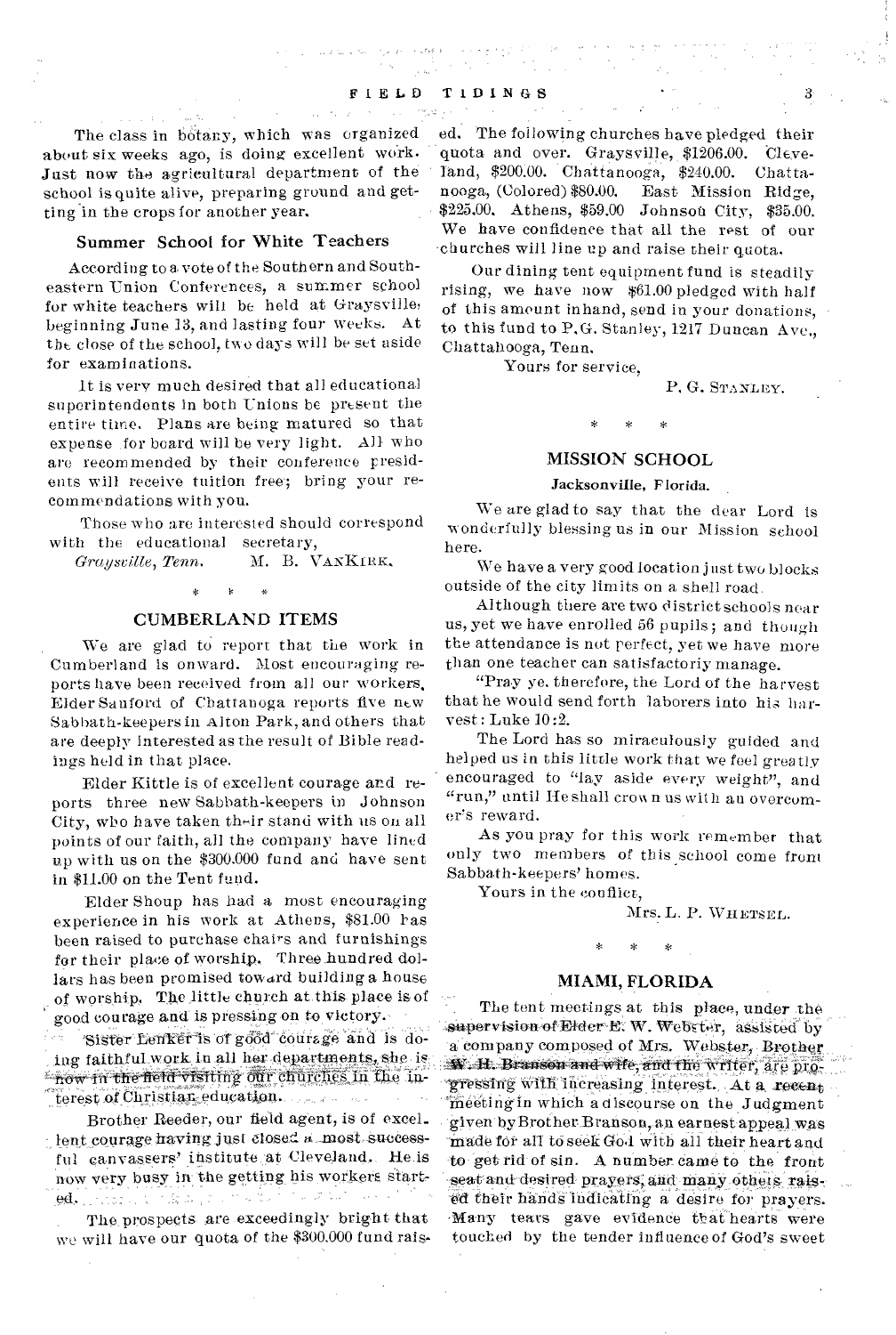The class in botany, which was organized about six weeks ago, is doing excellent work. Just now the agricultural department of the school is quite alive, preparing ground and getting in the crops for another year.

### Summer School for White Teachers

According to a vote of the Southern and Southeastern Union Conferences, a summer school for white teachers will be held at Graysville, beginning June 13, and lasting four weeks. At the close of the school, two days will be set aside for examinations.

It is very much desired that all educational superintendents in both Unions be present the entire time. Plans are being matured so that expense for board will be very light. All who are recommended by their conference presidents will receive tuition free; bring your recommendations with you.

Those who are interested should correspond with the educational secretary,

*Graysville, Tenn.* M. B. VANKIRK.

\* \* \*

### CUMBERLAND ITEMS

We are glad to report that the work in Cumberland is onward. Most encouraging reports have been received from all our workers. Elder Sanford of Chattanoga reports five new Sabbath-keepers in Alton Park, and others that are deeply interested as the result of Bible readings held in that place.

Elder Kittle is of excellent courage and reports three new Sabbath-keepers in Johnson City, who have taken their stand with us on all points of our faith, all the company have lined up with us on the $300.000 fund and have sent in $11.00 on the Tent fund.

Elder Shoup has had a most encouraging experience in his work at Athens, $81.00 has been raised to purchase chairs and furnishings for their place of worship. Three hundred dollars has been promised toward building a house of worship. The little church at this place is of good courage and is pressing on to victory.

Sister Lenker is of good courage and is doing faithful work in all her departments, she is now in the field visiting our churches in the interest of Christian education.

Brother Reeder, our field agent, is of excellent courage having just closed a most successful canvassers' institute at Cleveland. He is now very busy in the getting his workers started.

The prospects are exceedingly bright that we will have our quota of the $300.000 fund raised. The following churches have pledged their quota and over. Graysville, $1206.00. Cleveland, $200.00. Chattanooga, $240.00. Chattanooga, (Colored) $80.00. East Mission Ridge, $225.00. Athens, $59.00 Johnson City, $35.00. We have confidence that all the rest of our churches will line up and raise their quota.

Our dining tent equipment fund is steadily rising, we have now $61.00 pledged with half of this amount inhand, send in your donations, to this fund to P. G. Stanley, 1217 Duncan Ave., Chattanooga, Tenn.

Yours for service,

P. G. STANLEY.

\* \* \*

### MISSION SCHOOL

**Jacksonville, Florida.**

We are glad to say that the dear Lord is wonderfully blessing us in our Mission school here.

We have a very good location just two blocks outside of the city limits on a shell road.

Although there are two district schools near us, yet we have enrolled 56 pupils; and though the attendance is not perfect, yet we have more than one teacher can satisfactoriy manage.

"Pray ye, therefore, the Lord of the harvest that he would send forth laborers into his harvest: Luke 10:2.

The Lord has so miraculously guided and helped us in this little work that we feel greatly encouraged to "lay aside every weight", and "run," until He shall crown us with an overcomer's reward.

As you pray for this work remember that only two members of this school come from Sabbath-keepers' homes.

Yours in the conflict,

Mrs. L. P. WHETSEL.

\* \* \*

### MIAMI, FLORIDA

The tent meetings at this place, under the supervision of Elder E. W. Webster, assisted by a company composed of Mrs. Webster, Brother W. H. Branson and wife, and the writer, are progressing with increasing interest. At a recent meeting in which a discourse on the Judgment given by Brother Branson, an earnest appeal was made for all to seek God with all their heart and to get rid of sin. A number came to the front seat and desired prayers, and many others raised their hands indicating a desire for prayers. Many tears gave evidence that hearts were touched by the tender influence of God's sweet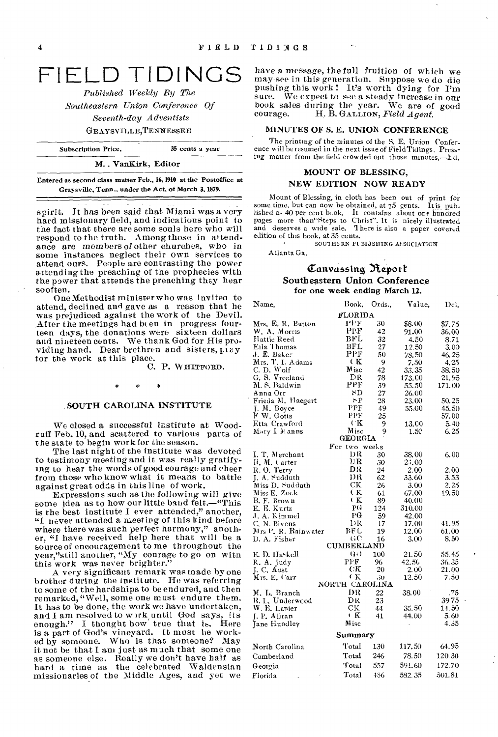# FIELD TIDINGS

*Published Weekly By The*

*Southeastern Union Conference Of*

*Seventh-day Adventists*

GRAYSVILLE, TENNESSEE

Subscription Price, 35 cents a year

M. VanKirk, Editor

Entered as second class matter Feb., 16, 1910 at the Postoffice at Graysville, Tenn., under the Act. of March 3, 1879.

spirit. It has been said that Miami was a very hard missionary field, and indications point to the fact that there are some souls here who will respond to the truth. Among those in attendance are members of other churches, who in some instances neglect their own services to attend ours. People are contrasting the power attending the preaching of the prophecies with the power that attends the preaching they hear so often.

One Methodist minister who was invited to attend, declined and gave as a reason that he was prejudiced against the work of the Devil. After the meetings had been in progress fourteen days, the donations were sixteen dollars and nineteen cents. We thank God for His providing hand. Dear brethren and sisters, pray for the work at this place.

C. P. WHITFORD.

\* \* \*

## SOUTH CAROLINA INSTITUTE

We closed a successful institute at Woodruff Feb. 10, and scattered to various parts of the state to begin work for the season.

The last night of the institute was devoted to testimony meeting and it was really gratifying to hear the words of good courage and cheer from those who know what it means to battle against great odds in this line of work.

Expressions such as the following will give some idea as to how our little band felt.—"This is the best institute I ever attended," another, "I never attended a meeting of this kind before where there was such perfect harmony," another, "I have received help here that will be a source of encouragement to me throughout the year,"still another, "My courage to go on with this work was never brighter."

A very significant remark was made by one brother during the institute. He was referring to some of the hardships to be endured, and then remarked, "Well, some one must endure them. It has to be done, the work we have undertaken, and I am resolved to work until God says, its enough." I thought how true that is. Here is a part of God's vineyard. It must be worked by someone. Who is that someone? May it not be that I am just as much that some one as someone else. Really we don't have half as hard a time as the celebrated Waldensian missionaries of the Middle Ages, and yet we have a message, the full fruition of which we may see in this generation. Suppose we do die pushing this work! It's worth dying for I'm sure. We expect to see a steady increase in our book sales during the year. We are of good courage.

H. B. GALLION, *Field Agent.*

## MINUTES OF S. E. UNION CONFERENCE

The printing of the minutes of the S. E. Union Conference will be resumed in the next issue of Field Tidings. Pressing matter from the field crowded out those minutes.—Ed.

## MOUNT OF BLESSING, NEW EDITION NOW READY

Mount of Blessing, in cloth has been out of print for some time, but can now be obtained, at 75 cents. It is published as 40 per cent book. It contains about one hundred pages more than "Steps to Christ". It is nicely illustrated and deserves a wide sale. There is also a paper covered edition of this book, at 35 cents.

SOUTHERN PUBLISHING ASSOCIATION

Atlanta Ga.

## Canvassing Report

### Southeastern Union Conference

**for one week ending March 12.**

| Name, | Book, | Ords., | Value, | Del. |
|---|---|---|---|---|
| | FLORIDA | | | |
| Mrs. E. R. Button | PPF | 30 | $8.00 | $7.75 |
| W. A. Morris | PPF | 42 | 91.00 | 36.00 |
| Hattie Reed | BFL | 32 | 4.50 | 8.71 |
| Ella Thomas | BFL | 27 | 12.50 | 3.00 |
| J. E. Baker | PPF | 50 | 78.50 | 46.25 |
| Mrs. T. I. Adams | CK | 9 | 7.50 | 4.25 |
| C. D. Wolf | Misc | 42 | 33.35 | 38.50 |
| G. S. Vreeland | DR | 78 | 173.00 | 21.95 |
| M. S. Baldwin | PPF | 39 | 55.50 | 171.00 |
| Anna Orr | SD | 27 | 26.00 | |
| Frieda M. Haegert | SP | 28 | 23.00 | 50.25 |
| J. M. Boyce | PPF | 49 | 55.00 | 45.50 |
| F W. Gotts | PPF | 25 | | 57.00 |
| Etta Crawford | CK | 9 | 13.00 | 5.40 |
| Mary I Manns | Misc | 9 | 1.50 | 6.25 |
| | GEORGIA | | | |
| | For two weeks | | | |
| I. T. Merchant | DR | 30 | 38.00 | 6.00 |
| R. M. Carter | DR | 30 | 24.00 | |
| R. O. Terry | DR | 24 | 2.00 | 2.00 |
| J. A. Sudduth | DR | 62 | 33.60 | 3.53 |
| Miss D. Sudduth | CK | 26 | 3.00 | 2.25 |
| Miss E. Zock | CK | 61 | 67.00 | 19.50 |
| B. F. Brown | CK | 89 | 40.00 | |
| E. E. Kurtz | PG | 124 | 310.00 | |
| J. A. Kimmel | PG | 59 | 42.00 | |
| C. N. Bivens | DR | 17 | 17.00 | 41.95 |
| Mrs P. R. Rainwater | BFL | 19 | 12.00 | 61.00 |
| D. A. Fisher | GC | 16 | 3.00 | 8.50 |
| | CUMBERLAND | | | |
| E. D. Haskell | GC | 100 | 21.50 | 55.45 |
| R. A. Judy | PPF | 96 | 42.50 | 36.35 |
| J. C. Aust | CK | 20 | 2.00 | 21.00 |
| Mrs. E. Carr | CK | 30 | 12.50 | 7.50 |
| | NORTH CAROLINA | | | |
| M. L. Branch | DR | 22 | 38.00 | .75 |
| R. L. Underwood | DR | 23 | | 39.75 |
| W. E. Lanier | CK | 44 | 35.50 | 14.50 |
| J. P. Allran | CK | 41 | 44.00 | 5.60 |
| Jane Hundley | Misc | | | 4.35 |
| | **Summary** | | | |
| North Carolina | Total | 130 | 117.50 | 64.95 |
| Cumberland | Total | 246 | 78.50 | 120.30 |
| Georgia | Total | 557 | 591.60 | 172.70 |
| Florida | Total | 486 | 582.35 | 501.81 |